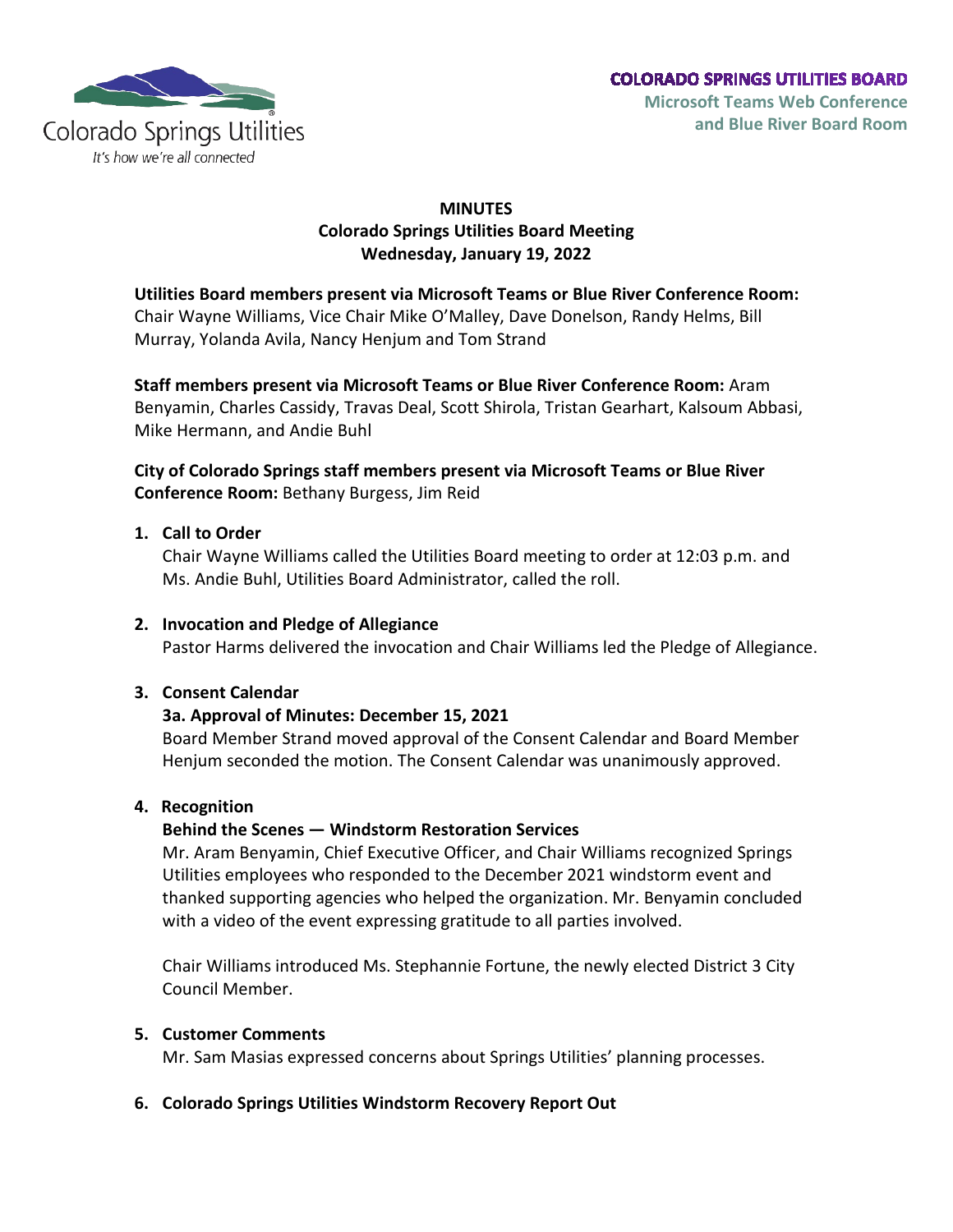COLORADO SPRINGS UTILITIES BOARD
Microsoft Teams Web Conference and Blue River Board Room

# MINUTES
## Colorado Springs Utilities Board Meeting
## Wednesday, January 19, 2022

**Utilities Board members present via Microsoft Teams or Blue River Conference Room:** Chair Wayne Williams, Vice Chair Mike O'Malley, Dave Donelson, Randy Helms, Bill Murray, Yolanda Avila, Nancy Henjum and Tom Strand

**Staff members present via Microsoft Teams or Blue River Conference Room:** Aram Benyamin, Charles Cassidy, Travas Deal, Scott Shirola, Tristan Gearhart, Kalsoum Abbasi, Mike Hermann, and Andie Buhl

**City of Colorado Springs staff members present via Microsoft Teams or Blue River Conference Room:** Bethany Burgess, Jim Reid

1. **Call to Order**
   Chair Wayne Williams called the Utilities Board meeting to order at 12:03 p.m. and Ms. Andie Buhl, Utilities Board Administrator, called the roll.

2. **Invocation and Pledge of Allegiance**
   Pastor Harms delivered the invocation and Chair Williams led the Pledge of Allegiance.

3. **Consent Calendar**
   **3a. Approval of Minutes: December 15, 2021**
   Board Member Strand moved approval of the Consent Calendar and Board Member Henjum seconded the motion. The Consent Calendar was unanimously approved.

4. **Recognition**
   **Behind the Scenes — Windstorm Restoration Services**
   Mr. Aram Benyamin, Chief Executive Officer, and Chair Williams recognized Springs Utilities employees who responded to the December 2021 windstorm event and thanked supporting agencies who helped the organization. Mr. Benyamin concluded with a video of the event expressing gratitude to all parties involved.

   Chair Williams introduced Ms. Stephannie Fortune, the newly elected District 3 City Council Member.

5. **Customer Comments**
   Mr. Sam Masias expressed concerns about Springs Utilities' planning processes.

6. **Colorado Springs Utilities Windstorm Recovery Report Out**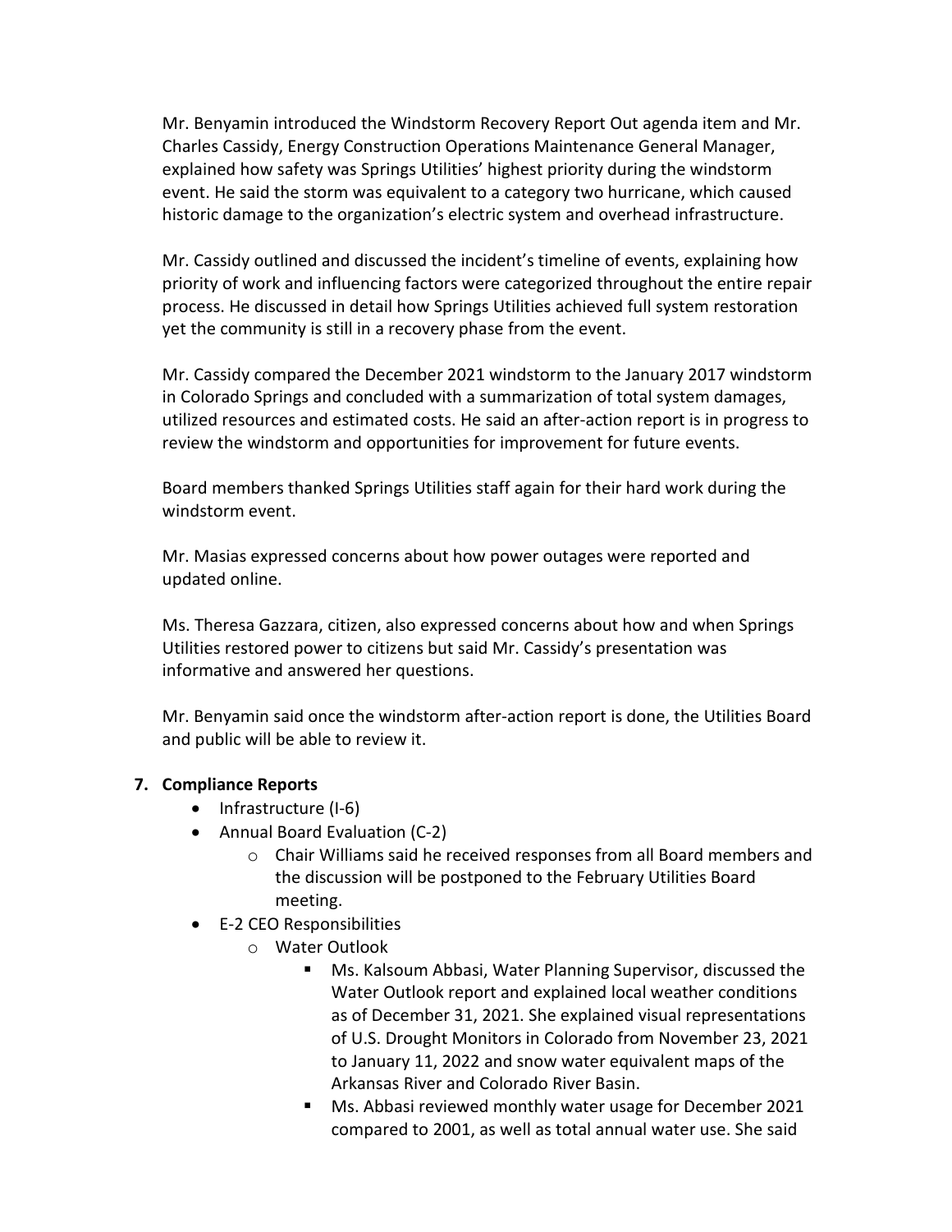Mr. Benyamin introduced the Windstorm Recovery Report Out agenda item and Mr. Charles Cassidy, Energy Construction Operations Maintenance General Manager, explained how safety was Springs Utilities' highest priority during the windstorm event. He said the storm was equivalent to a category two hurricane, which caused historic damage to the organization's electric system and overhead infrastructure.

Mr. Cassidy outlined and discussed the incident's timeline of events, explaining how priority of work and influencing factors were categorized throughout the entire repair process. He discussed in detail how Springs Utilities achieved full system restoration yet the community is still in a recovery phase from the event.

Mr. Cassidy compared the December 2021 windstorm to the January 2017 windstorm in Colorado Springs and concluded with a summarization of total system damages, utilized resources and estimated costs. He said an after-action report is in progress to review the windstorm and opportunities for improvement for future events.

Board members thanked Springs Utilities staff again for their hard work during the windstorm event.

Mr. Masias expressed concerns about how power outages were reported and updated online.

Ms. Theresa Gazzara, citizen, also expressed concerns about how and when Springs Utilities restored power to citizens but said Mr. Cassidy's presentation was informative and answered her questions.

Mr. Benyamin said once the windstorm after-action report is done, the Utilities Board and public will be able to review it.

## 7. Compliance Reports

- Infrastructure (I-6)
- Annual Board Evaluation (C-2)
  - Chair Williams said he received responses from all Board members and the discussion will be postponed to the February Utilities Board meeting.
- E-2 CEO Responsibilities
  - Water Outlook
    - Ms. Kalsoum Abbasi, Water Planning Supervisor, discussed the Water Outlook report and explained local weather conditions as of December 31, 2021. She explained visual representations of U.S. Drought Monitors in Colorado from November 23, 2021 to January 11, 2022 and snow water equivalent maps of the Arkansas River and Colorado River Basin.
    - Ms. Abbasi reviewed monthly water usage for December 2021 compared to 2001, as well as total annual water use. She said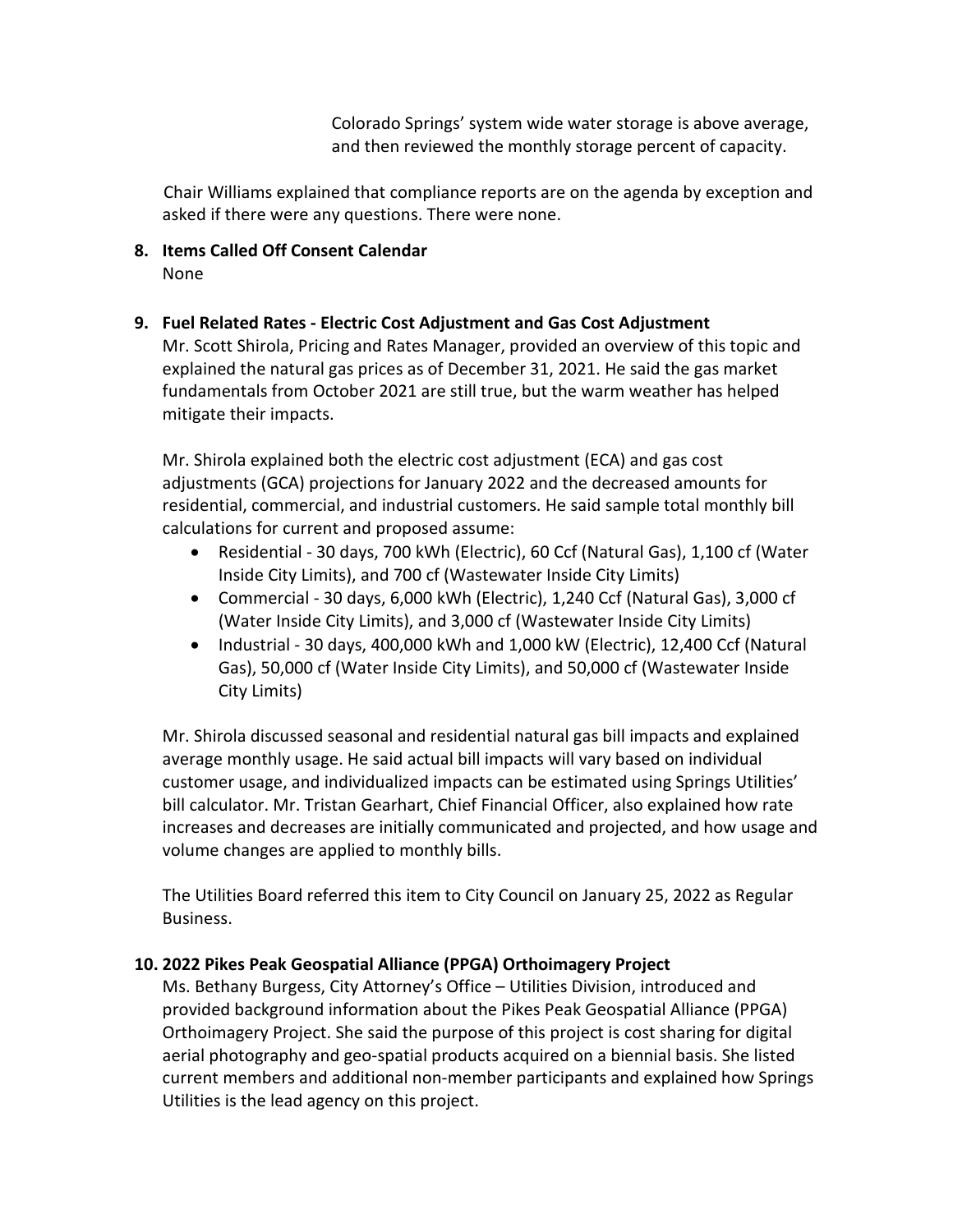Colorado Springs' system wide water storage is above average, and then reviewed the monthly storage percent of capacity.

Chair Williams explained that compliance reports are on the agenda by exception and asked if there were any questions. There were none.

**8. Items Called Off Consent Calendar**

None

**9. Fuel Related Rates - Electric Cost Adjustment and Gas Cost Adjustment**

Mr. Scott Shirola, Pricing and Rates Manager, provided an overview of this topic and explained the natural gas prices as of December 31, 2021. He said the gas market fundamentals from October 2021 are still true, but the warm weather has helped mitigate their impacts.

Mr. Shirola explained both the electric cost adjustment (ECA) and gas cost adjustments (GCA) projections for January 2022 and the decreased amounts for residential, commercial, and industrial customers. He said sample total monthly bill calculations for current and proposed assume:

- Residential - 30 days, 700 kWh (Electric), 60 Ccf (Natural Gas), 1,100 cf (Water Inside City Limits), and 700 cf (Wastewater Inside City Limits)
- Commercial - 30 days, 6,000 kWh (Electric), 1,240 Ccf (Natural Gas), 3,000 cf (Water Inside City Limits), and 3,000 cf (Wastewater Inside City Limits)
- Industrial - 30 days, 400,000 kWh and 1,000 kW (Electric), 12,400 Ccf (Natural Gas), 50,000 cf (Water Inside City Limits), and 50,000 cf (Wastewater Inside City Limits)

Mr. Shirola discussed seasonal and residential natural gas bill impacts and explained average monthly usage. He said actual bill impacts will vary based on individual customer usage, and individualized impacts can be estimated using Springs Utilities' bill calculator. Mr. Tristan Gearhart, Chief Financial Officer, also explained how rate increases and decreases are initially communicated and projected, and how usage and volume changes are applied to monthly bills.

The Utilities Board referred this item to City Council on January 25, 2022 as Regular Business.

**10. 2022 Pikes Peak Geospatial Alliance (PPGA) Orthoimagery Project**

Ms. Bethany Burgess, City Attorney's Office – Utilities Division, introduced and provided background information about the Pikes Peak Geospatial Alliance (PPGA) Orthoimagery Project. She said the purpose of this project is cost sharing for digital aerial photography and geo-spatial products acquired on a biennial basis. She listed current members and additional non-member participants and explained how Springs Utilities is the lead agency on this project.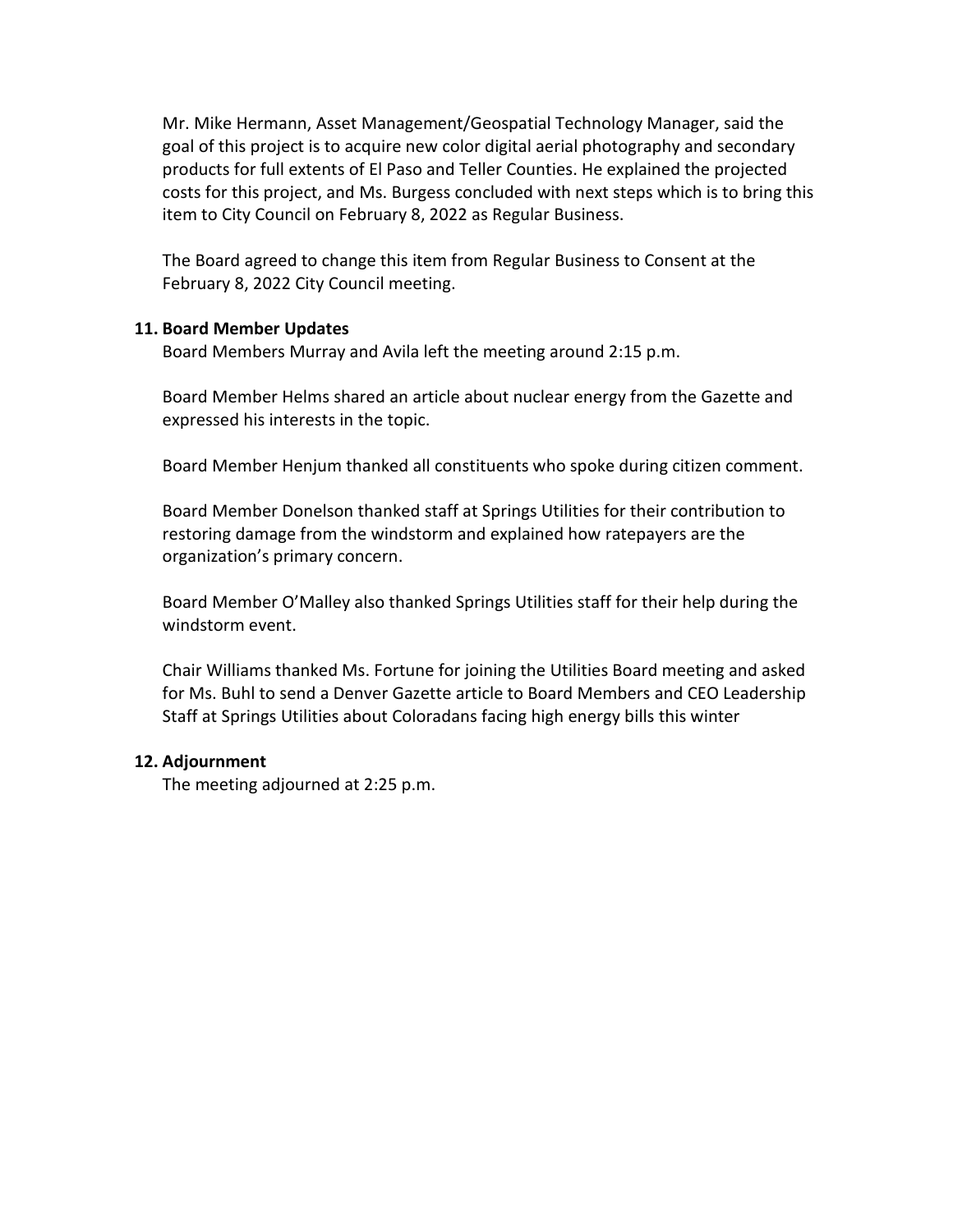Mr. Mike Hermann, Asset Management/Geospatial Technology Manager, said the goal of this project is to acquire new color digital aerial photography and secondary products for full extents of El Paso and Teller Counties. He explained the projected costs for this project, and Ms. Burgess concluded with next steps which is to bring this item to City Council on February 8, 2022 as Regular Business.

The Board agreed to change this item from Regular Business to Consent at the February 8, 2022 City Council meeting.

**11. Board Member Updates**

Board Members Murray and Avila left the meeting around 2:15 p.m.

Board Member Helms shared an article about nuclear energy from the Gazette and expressed his interests in the topic.

Board Member Henjum thanked all constituents who spoke during citizen comment.

Board Member Donelson thanked staff at Springs Utilities for their contribution to restoring damage from the windstorm and explained how ratepayers are the organization's primary concern.

Board Member O'Malley also thanked Springs Utilities staff for their help during the windstorm event.

Chair Williams thanked Ms. Fortune for joining the Utilities Board meeting and asked for Ms. Buhl to send a Denver Gazette article to Board Members and CEO Leadership Staff at Springs Utilities about Coloradans facing high energy bills this winter

**12. Adjournment**

The meeting adjourned at 2:25 p.m.